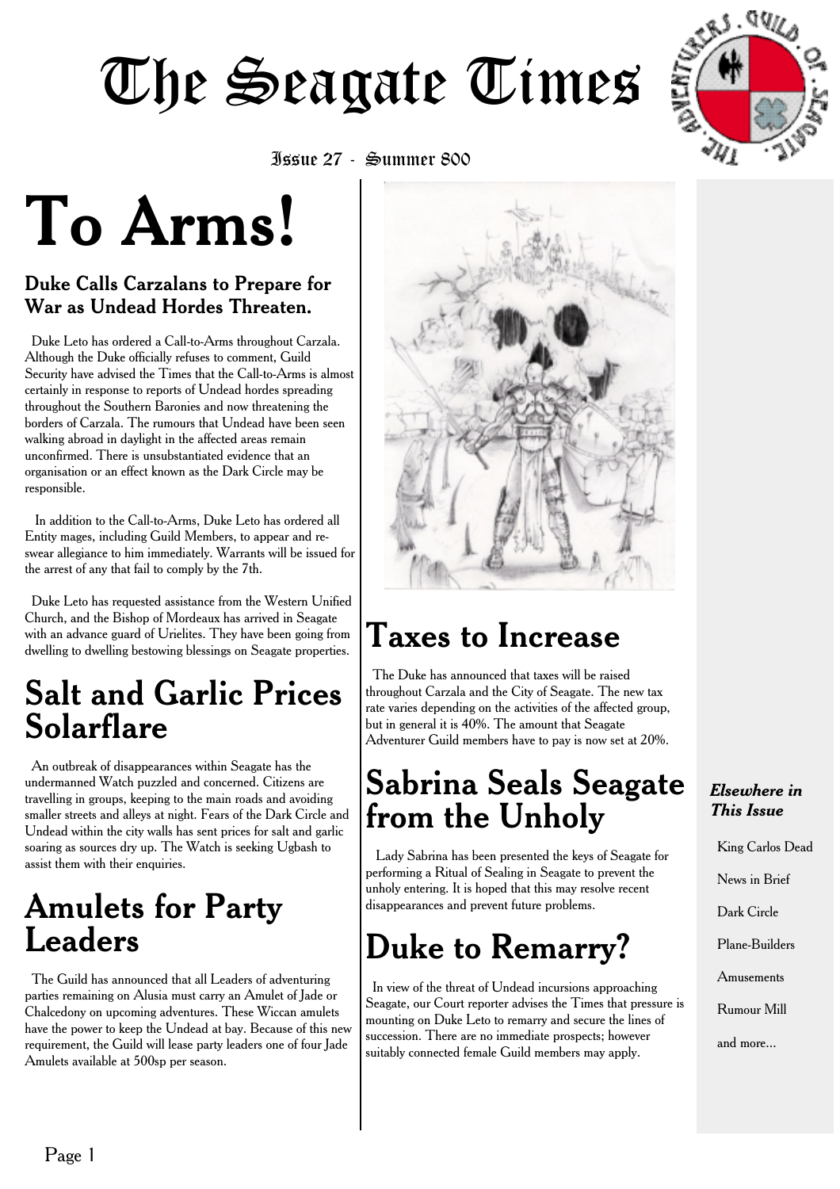# The Seagate Times

Issue 27 - Summer 800

# To Arms!

### Duke Calls Carzalans to Prepare for War as Undead Hordes Threaten.

Duke Leto has ordered a Call-to-Arms throughout Carzala. Although the Duke officially refuses to comment, Guild Security have advised the Times that the Call-to-Arms is almost certainly in response to reports of Undead hordes spreading throughout the Southern Baronies and now threatening the borders of Carzala. The rumours that Undead have been seen walking abroad in daylight in the affected areas remain unconfirmed. There is unsubstantiated evidence that an organisation or an effect known as the Dark Circle may be responsible.

In addition to the Call-to-Arms, Duke Leto has ordered all Entity mages, including Guild Members, to appear and re-swear allegiance to him immediately. Warrants will be issued for the arrest of any that fail to comply by the 7th.

Duke Leto has requested assistance from the Western Unified Church, and the Bishop of Mordeaux has arrived in Seagate with an advance guard of Urielites. They have been going from dwelling to dwelling bestowing blessings on Seagate properties.

## Salt and Garlic Prices Solarflare

An outbreak of disappearances within Seagate has the undermanned Watch puzzled and concerned. Citizens are travelling in groups, keeping to the main roads and avoiding smaller streets and alleys at night. Fears of the Dark Circle and Undead within the city walls has sent prices for salt and garlic soaring as sources dry up. The Watch is seeking Ugbash to assist them with their enquiries.

## Amulets for Party Leaders

The Guild has announced that all Leaders of adventuring parties remaining on Alusia must carry an Amulet of Jade or Chalcedony on upcoming adventures. These Wiccan amulets have the power to keep the Undead at bay. Because of this new requirement, the Guild will lease party leaders one of four Jade Amulets available at 500sp per season.

## Taxes to Increase

The Duke has announced that taxes will be raised throughout Carzala and the City of Seagate. The new tax rate varies depending on the activities of the affected group, but in general it is 40%. The amount that Seagate Adventurer Guild members have to pay is now set at 20%.

## Sabrina Seals Seagate from the Unholy

Lady Sabrina has been presented the keys of Seagate for performing a Ritual of Sealing in Seagate to prevent the unholy entering. It is hoped that this may resolve recent disappearances and prevent future problems.

## Duke to Remarry?

In view of the threat of Undead incursions approaching Seagate, our Court reporter advises the Times that pressure is mounting on Duke Leto to remarry and secure the lines of succession. There are no immediate prospects; however suitably connected female Guild members may apply.

***Elsewhere in This Issue***

- King Carlos Dead
- News in Brief
- Dark Circle
- Plane-Builders
- Amusements
- Rumour Mill
- and more...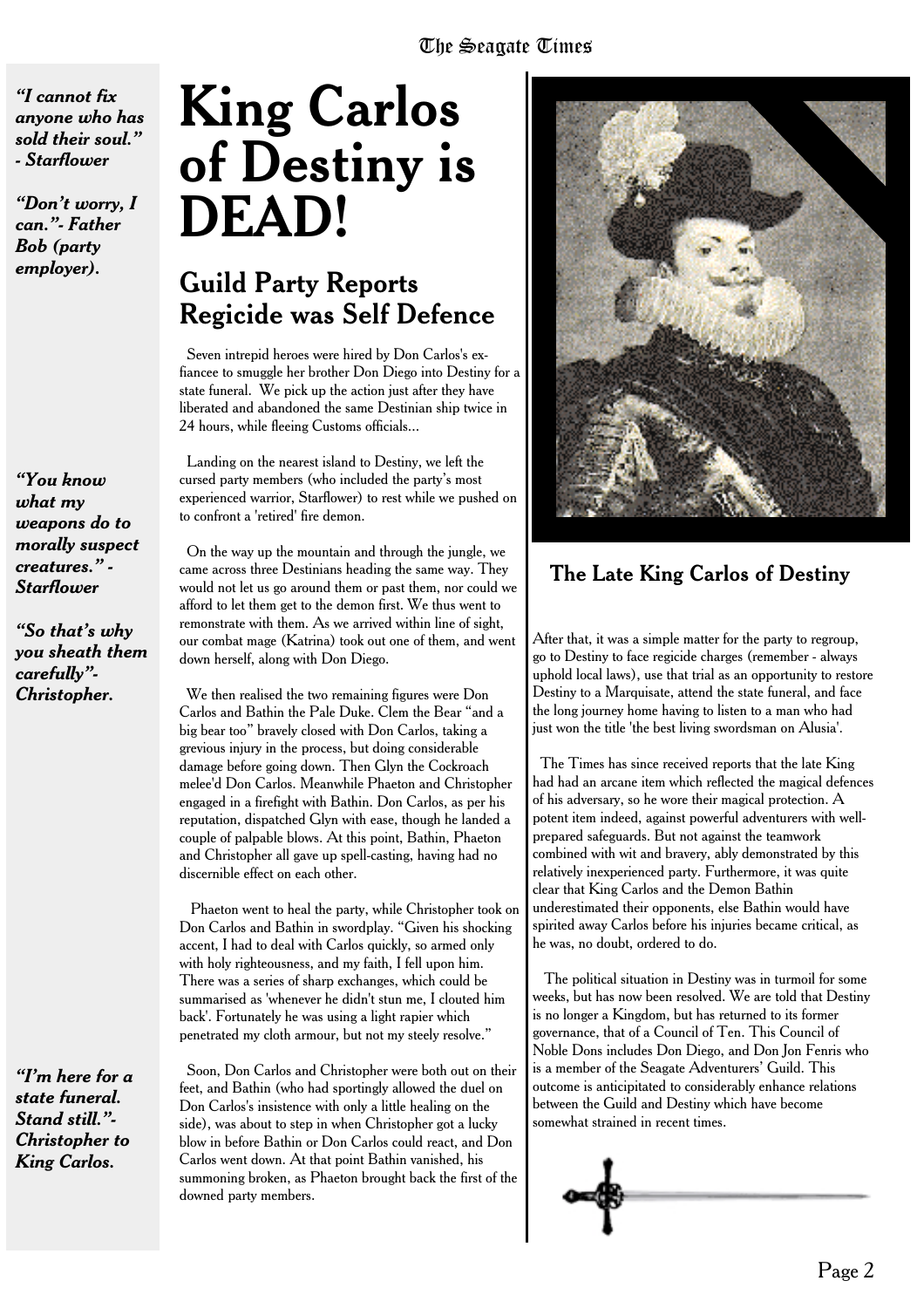# King Carlos of Destiny is DEAD!

## Guild Party Reports Regicide was Self Defence

Seven intrepid heroes were hired by Don Carlos's ex-fiancee to smuggle her brother Don Diego into Destiny for a state funeral. We pick up the action just after they have liberated and abandoned the same Destinian ship twice in 24 hours, while fleeing Customs officials...

Landing on the nearest island to Destiny, we left the cursed party members (who included the party's most experienced warrior, Starflower) to rest while we pushed on to confront a 'retired' fire demon.

On the way up the mountain and through the jungle, we came across three Destinians heading the same way. They would not let us go around them or past them, nor could we afford to let them get to the demon first. We thus went to remonstrate with them. As we arrived within line of sight, our combat mage (Katrina) took out one of them, and went down herself, along with Don Diego.

We then realised the two remaining figures were Don Carlos and Bathin the Pale Duke. Clem the Bear "and a big bear too" bravely closed with Don Carlos, taking a grevious injury in the process, but doing considerable damage before going down. Then Glyn the Cockroach melee'd Don Carlos. Meanwhile Phaeton and Christopher engaged in a firefight with Bathin. Don Carlos, as per his reputation, dispatched Glyn with ease, though he landed a couple of palpable blows. At this point, Bathin, Phaeton and Christopher all gave up spell-casting, having had no discernible effect on each other.

Phaeton went to heal the party, while Christopher took on Don Carlos and Bathin in swordplay. "Given his shocking accent, I had to deal with Carlos quickly, so armed only with holy righteousness, and my faith, I fell upon him. There was a series of sharp exchanges, which could be summarised as 'whenever he didn't stun me, I clouted him back'. Fortunately he was using a light rapier which penetrated my cloth armour, but not my steely resolve."

Soon, Don Carlos and Christopher were both out on their feet, and Bathin (who had sportingly allowed the duel on Don Carlos's insistence with only a little healing on the side), was about to step in when Christopher got a lucky blow in before Bathin or Don Carlos could react, and Don Carlos went down. At that point Bathin vanished, his summoning broken, as Phaeton brought back the first of the downed party members.

### The Late King Carlos of Destiny

After that, it was a simple matter for the party to regroup, go to Destiny to face regicide charges (remember - always uphold local laws), use that trial as an opportunity to restore Destiny to a Marquisate, attend the state funeral, and face the long journey home having to listen to a man who had just won the title 'the best living swordsman on Alusia'.

The Times has since received reports that the late King had had an arcane item which reflected the magical defences of his adversary, so he wore their magical protection. A potent item indeed, against powerful adventurers with well-prepared safeguards. But not against the teamwork combined with wit and bravery, ably demonstrated by this relatively inexperienced party. Furthermore, it was quite clear that King Carlos and the Demon Bathin underestimated their opponents, else Bathin would have spirited away Carlos before his injuries became critical, as he was, no doubt, ordered to do.

The political situation in Destiny was in turmoil for some weeks, but has now been resolved. We are told that Destiny is no longer a Kingdom, but has returned to its former governance, that of a Council of Ten. This Council of Noble Dons includes Don Diego, and Don Jon Fenris who is a member of the Seagate Adventurers' Guild. This outcome is anticipitated to considerably enhance relations between the Guild and Destiny which have become somewhat strained in recent times.

***"I cannot fix anyone who has sold their soul." - Starflower***

***"Don't worry, I can."- Father Bob (party employer).***

***"You know what my weapons do to morally suspect creatures." - Starflower***

***"So that's why you sheath them carefully"- Christopher.***

***"I'm here for a state funeral. Stand still."- Christopher to King Carlos.***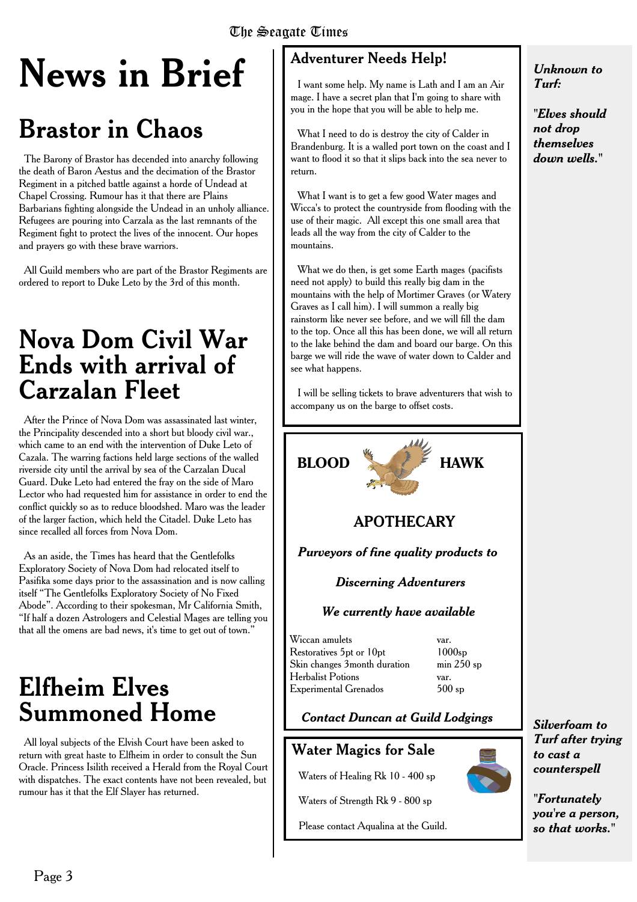# News in Brief

## Brastor in Chaos

The Barony of Brastor has decended into anarchy following the death of Baron Aestus and the decimation of the Brastor Regiment in a pitched battle against a horde of Undead at Chapel Crossing. Rumour has it that there are Plains Barbarians fighting alongside the Undead in an unholy alliance. Refugees are pouring into Carzala as the last remnants of the Regiment fight to protect the lives of the innocent. Our hopes and prayers go with these brave warriors.

All Guild members who are part of the Brastor Regiments are ordered to report to Duke Leto by the 3rd of this month.

## Nova Dom Civil War Ends with arrival of Carzalan Fleet

After the Prince of Nova Dom was assassinated last winter, the Principality descended into a short but bloody civil war., which came to an end with the intervention of Duke Leto of Cazala. The warring factions held large sections of the walled riverside city until the arrival by sea of the Carzalan Ducal Guard. Duke Leto had entered the fray on the side of Maro Lector who had requested him for assistance in order to end the conflict quickly so as to reduce bloodshed. Maro was the leader of the larger faction, which held the Citadel. Duke Leto has since recalled all forces from Nova Dom.

As an aside, the Times has heard that the Gentlefolks Exploratory Society of Nova Dom had relocated itself to Pasifika some days prior to the assassination and is now calling itself "The Gentlefolks Exploratory Society of No Fixed Abode". According to their spokesman, Mr California Smith, "If half a dozen Astrologers and Celestial Mages are telling you that all the omens are bad news, it's time to get out of town."

## Elfheim Elves Summoned Home

All loyal subjects of the Elvish Court have been asked to return with great haste to Elfheim in order to consult the Sun Oracle. Princess Isilith received a Herald from the Royal Court with dispatches. The exact contents have not been revealed, but rumour has it that the Elf Slayer has returned.

## Adventurer Needs Help!

I want some help. My name is Lath and I am an Air mage. I have a secret plan that I'm going to share with you in the hope that you will be able to help me.

What I need to do is destroy the city of Calder in Brandenburg. It is a walled port town on the coast and I want to flood it so that it slips back into the sea never to return.

What I want is to get a few good Water mages and Wicca's to protect the countryside from flooding with the use of their magic. All except this one small area that leads all the way from the city of Calder to the mountains.

What we do then, is get some Earth mages (pacifists need not apply) to build this really big dam in the mountains with the help of Mortimer Graves (or Watery Graves as I call him). I will summon a really big rainstorm like never see before, and we will fill the dam to the top. Once all this has been done, we will all return to the lake behind the dam and board our barge. On this barge we will ride the wave of water down to Calder and see what happens.

I will be selling tickets to brave adventurers that wish to accompany us on the barge to offset costs.

**BLOOD HAWK**

**APOTHECARY**

***Purveyors of fine quality products to***

***Discerning Adventurers***

***We currently have available***

| | |
|---|---|
| Wiccan amulets | var. |
| Restoratives 5pt or 10pt | 1000sp |
| Skin changes 3month duration | min 250 sp |
| Herbalist Potions | var. |
| Experimental Grenados | 500 sp |

***Contact Duncan at Guild Lodgings***

## Water Magics for Sale

Waters of Healing Rk 10 - 400 sp

Waters of Strength Rk 9 - 800 sp

Please contact Aqualina at the Guild.

***Unknown to Turf:***

***"Elves should not drop themselves down wells."***

***Silverfoam to Turf after trying to cast a counterspell***

***"Fortunately you're a person, so that works."***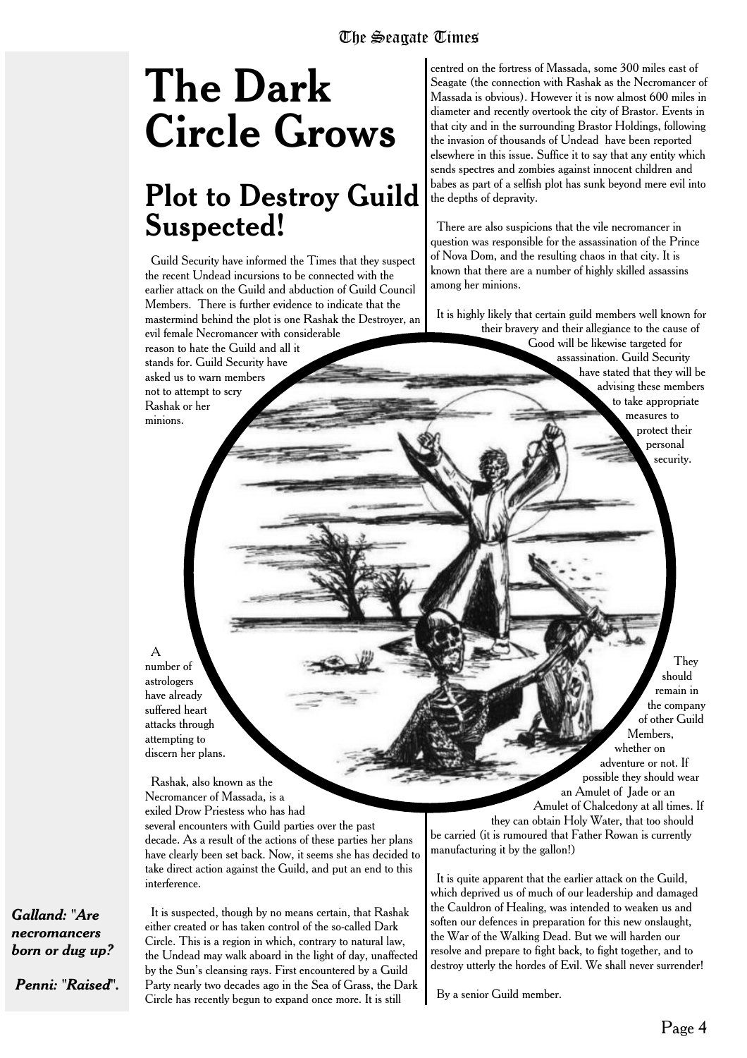# The Dark Circle Grows

## Plot to Destroy Guild Suspected!

Guild Security have informed the Times that they suspect the recent Undead incursions to be connected with the earlier attack on the Guild and abduction of Guild Council Members. There is further evidence to indicate that the mastermind behind the plot is one Rashak the Destroyer, an evil female Necromancer with considerable reason to hate the Guild and all it stands for. Guild Security have asked us to warn members not to attempt to scry Rashak or her minions.

A number of astrologers have already suffered heart attacks through attempting to discern her plans.

Rashak, also known as the Necromancer of Massada, is a exiled Drow Priestess who has had several encounters with Guild parties over the past decade. As a result of the actions of these parties her plans have clearly been set back. Now, it seems she has decided to take direct action against the Guild, and put an end to this interference.

It is suspected, though by no means certain, that Rashak either created or has taken control of the so-called Dark Circle. This is a region in which, contrary to natural law, the Undead may walk aboard in the light of day, unaffected by the Sun's cleansing rays. First encountered by a Guild Party nearly two decades ago in the Sea of Grass, the Dark Circle has recently begun to expand once more. It is still centred on the fortress of Massada, some 300 miles east of Seagate (the connection with Rashak as the Necromancer of Massada is obvious). However it is now almost 600 miles in diameter and recently overtook the city of Brastor. Events in that city and in the surrounding Brastor Holdings, following the invasion of thousands of Undead have been reported elsewhere in this issue. Suffice it to say that any entity which sends spectres and zombies against innocent children and babes as part of a selfish plot has sunk beyond mere evil into the depths of depravity.

There are also suspicions that the vile necromancer in question was responsible for the assassination of the Prince of Nova Dom, and the resulting chaos in that city. It is known that there are a number of highly skilled assassins among her minions.

It is highly likely that certain guild members well known for their bravery and their allegiance to the cause of Good will be likewise targeted for assassination. Guild Security have stated that they will be advising these members to take appropriate measures to protect their personal security.

They should remain in the company of other Guild Members, whether on adventure or not. If possible they should wear an Amulet of Jade or an Amulet of Chalcedony at all times. If they can obtain Holy Water, that too should be carried (it is rumoured that Father Rowan is currently manufacturing it by the gallon!)

It is quite apparent that the earlier attack on the Guild, which deprived us of much of our leadership and damaged the Cauldron of Healing, was intended to weaken us and soften our defences in preparation for this new onslaught, the War of the Walking Dead. But we will harden our resolve and prepare to fight back, to fight together, and to destroy utterly the hordes of Evil. We shall never surrender!

By a senior Guild member.

***Galland:* "Are necromancers born or dug up?**

***Penni:* "Raised".**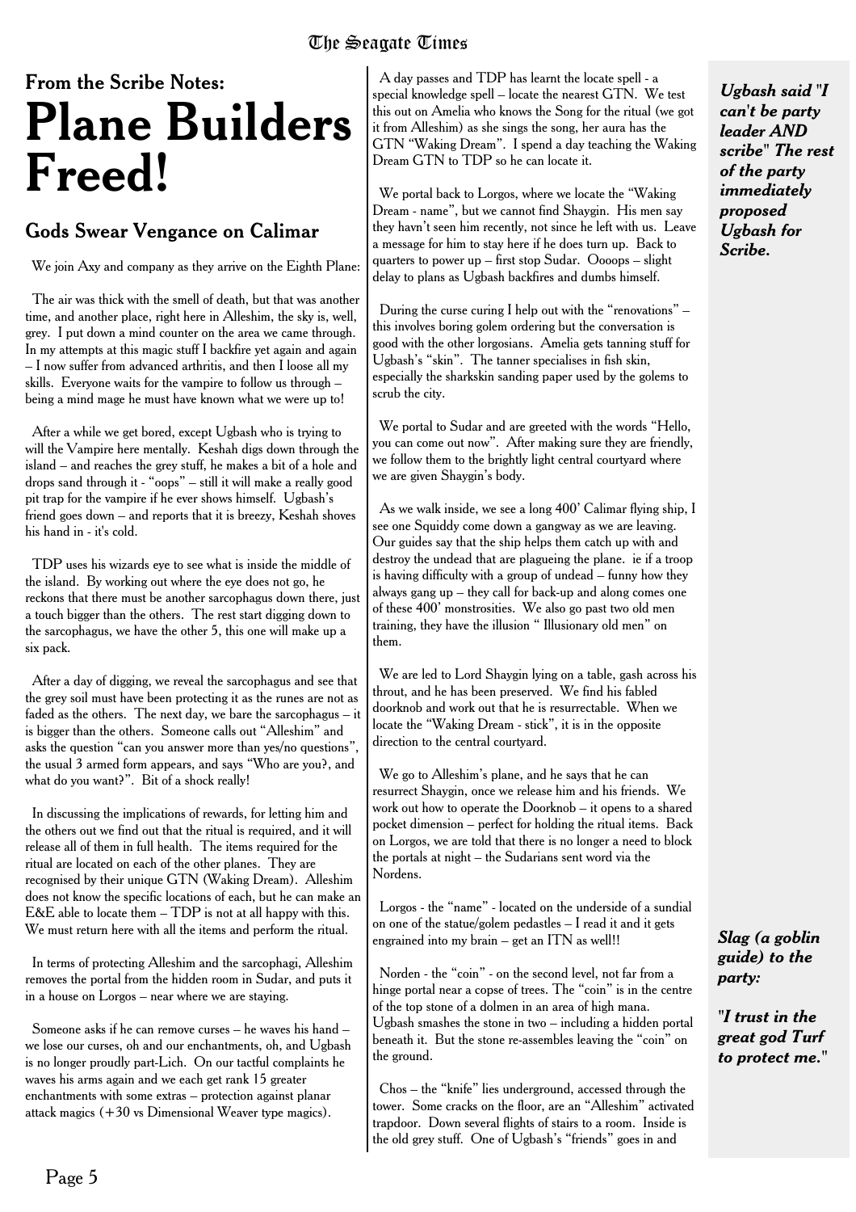### From the Scribe Notes:

# Plane Builders Freed!

## Gods Swear Vengance on Calimar

We join Axy and company as they arrive on the Eighth Plane:

The air was thick with the smell of death, but that was another time, and another place, right here in Alleshim, the sky is, well, grey. I put down a mind counter on the area we came through. In my attempts at this magic stuff I backfire yet again and again – I now suffer from advanced arthritis, and then I loose all my skills. Everyone waits for the vampire to follow us through – being a mind mage he must have known what we were up to!

After a while we get bored, except Ugbash who is trying to will the Vampire here mentally. Keshah digs down through the island – and reaches the grey stuff, he makes a bit of a hole and drops sand through it - "oops" – still it will make a really good pit trap for the vampire if he ever shows himself. Ugbash's friend goes down – and reports that it is breezy, Keshah shoves his hand in - it's cold.

TDP uses his wizards eye to see what is inside the middle of the island. By working out where the eye does not go, he reckons that there must be another sarcophagus down there, just a touch bigger than the others. The rest start digging down to the sarcophagus, we have the other 5, this one will make up a six pack.

After a day of digging, we reveal the sarcophagus and see that the grey soil must have been protecting it as the runes are not as faded as the others. The next day, we bare the sarcophagus – it is bigger than the others. Someone calls out "Alleshim" and asks the question "can you answer more than yes/no questions", the usual 3 armed form appears, and says "Who are you?, and what do you want?". Bit of a shock really!

In discussing the implications of rewards, for letting him and the others out we find out that the ritual is required, and it will release all of them in full health. The items required for the ritual are located on each of the other planes. They are recognised by their unique GTN (Waking Dream). Alleshim does not know the specific locations of each, but he can make an E&E able to locate them – TDP is not at all happy with this. We must return here with all the items and perform the ritual.

In terms of protecting Alleshim and the sarcophagi, Alleshim removes the portal from the hidden room in Sudar, and puts it in a house on Lorgos – near where we are staying.

Someone asks if he can remove curses – he waves his hand – we lose our curses, oh and our enchantments, oh, and Ugbash is no longer proudly part-Lich. On our tactful complaints he waves his arms again and we each get rank 15 greater enchantments with some extras – protection against planar attack magics (+30 vs Dimensional Weaver type magics).

A day passes and TDP has learnt the locate spell - a special knowledge spell – locate the nearest GTN. We test this out on Amelia who knows the Song for the ritual (we got it from Alleshim) as she sings the song, her aura has the GTN "Waking Dream". I spend a day teaching the Waking Dream GTN to TDP so he can locate it.

We portal back to Lorgos, where we locate the "Waking Dream - name", but we cannot find Shaygin. His men say they havn't seen him recently, not since he left with us. Leave a message for him to stay here if he does turn up. Back to quarters to power up – first stop Sudar. Oooops – slight delay to plans as Ugbash backfires and dumbs himself.

During the curse curing I help out with the "renovations" – this involves boring golem ordering but the conversation is good with the other lorgosians. Amelia gets tanning stuff for Ugbash's "skin". The tanner specialises in fish skin, especially the sharkskin sanding paper used by the golems to scrub the city.

We portal to Sudar and are greeted with the words "Hello, you can come out now". After making sure they are friendly, we follow them to the brightly light central courtyard where we are given Shaygin's body.

As we walk inside, we see a long 400' Calimar flying ship, I see one Squiddy come down a gangway as we are leaving. Our guides say that the ship helps them catch up with and destroy the undead that are plagueing the plane. ie if a troop is having difficulty with a group of undead – funny how they always gang up – they call for back-up and along comes one of these 400' monstrosities. We also go past two old men training, they have the illusion " Illusionary old men" on them.

We are led to Lord Shaygin lying on a table, gash across his throut, and he has been preserved. We find his fabled doorknob and work out that he is resurrectable. When we locate the "Waking Dream - stick", it is in the opposite direction to the central courtyard.

We go to Alleshim's plane, and he says that he can resurrect Shaygin, once we release him and his friends. We work out how to operate the Doorknob – it opens to a shared pocket dimension – perfect for holding the ritual items. Back on Lorgos, we are told that there is no longer a need to block the portals at night – the Sudarians sent word via the Nordens.

Lorgos - the "name" - located on the underside of a sundial on one of the statue/golem pedastles – I read it and it gets engrained into my brain – get an ITN as well!!

Norden - the "coin" - on the second level, not far from a hinge portal near a copse of trees. The "coin" is in the centre of the top stone of a dolmen in an area of high mana. Ugbash smashes the stone in two – including a hidden portal beneath it. But the stone re-assembles leaving the "coin" on the ground.

Chos – the "knife" lies underground, accessed through the tower. Some cracks on the floor, are an "Alleshim" activated trapdoor. Down several flights of stairs to a room. Inside is the old grey stuff. One of Ugbash's "friends" goes in and

***Ugbash said "I can't be party leader AND scribe" The rest of the party immediately proposed Ugbash for Scribe.***

***Slag (a goblin guide) to the party:***

***"I trust in the great god Turf to protect me."***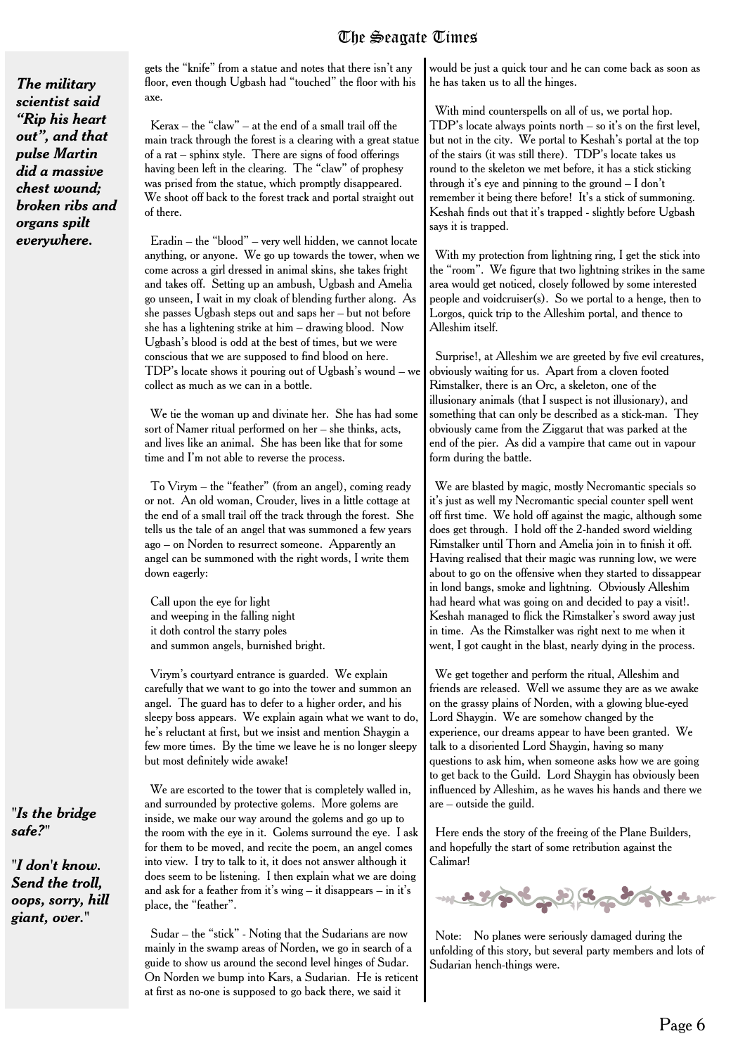*The military scientist said "Rip his heart out", and that pulse Martin did a massive chest wound; broken ribs and organs spilt everywhere.*

gets the "knife" from a statue and notes that there isn't any floor, even though Ugbash had "touched" the floor with his axe.

Kerax – the "claw" – at the end of a small trail off the main track through the forest is a clearing with a great statue of a rat – sphinx style. There are signs of food offerings having been left in the clearing. The "claw" of prophesy was prised from the statue, which promptly disappeared. We shoot off back to the forest track and portal straight out of there.

Eradin – the "blood" – very well hidden, we cannot locate anything, or anyone. We go up towards the tower, when we come across a girl dressed in animal skins, she takes fright and takes off. Setting up an ambush, Ugbash and Amelia go unseen, I wait in my cloak of blending further along. As she passes Ugbash steps out and saps her – but not before she has a lightening strike at him – drawing blood. Now Ugbash's blood is odd at the best of times, but we were conscious that we are supposed to find blood on here. TDP's locate shows it pouring out of Ugbash's wound – we collect as much as we can in a bottle.

We tie the woman up and divinate her. She has had some sort of Namer ritual performed on her – she thinks, acts, and lives like an animal. She has been like that for some time and I'm not able to reverse the process.

To Virym – the "feather" (from an angel), coming ready or not. An old woman, Crouder, lives in a little cottage at the end of a small trail off the track through the forest. She tells us the tale of an angel that was summoned a few years ago – on Norden to resurrect someone. Apparently an angel can be summoned with the right words, I write them down eagerly:

Call upon the eye for light  
and weeping in the falling night  
it doth control the starry poles  
and summon angels, burnished bright.

Virym's courtyard entrance is guarded. We explain carefully that we want to go into the tower and summon an angel. The guard has to defer to a higher order, and his sleepy boss appears. We explain again what we want to do, he's reluctant at first, but we insist and mention Shaygin a few more times. By the time we leave he is no longer sleepy but most definitely wide awake!

We are escorted to the tower that is completely walled in, and surrounded by protective golems. More golems are inside, we make our way around the golems and go up to the room with the eye in it. Golems surround the eye. I ask for them to be moved, and recite the poem, an angel comes into view. I try to talk to it, it does not answer although it does seem to be listening. I then explain what we are doing and ask for a feather from it's wing – it disappears – in it's place, the "feather".

*"Is the bridge safe?"*

*"I don't know. Send the troll, oops, sorry, hill giant, over."*

Sudar – the "stick" - Noting that the Sudarians are now mainly in the swamp areas of Norden, we go in search of a guide to show us around the second level hinges of Sudar. On Norden we bump into Kars, a Sudarian. He is reticent at first as no-one is supposed to go back there, we said it would be just a quick tour and he can come back as soon as he has taken us to all the hinges.

With mind counterspells on all of us, we portal hop. TDP's locate always points north – so it's on the first level, but not in the city. We portal to Keshah's portal at the top of the stairs (it was still there). TDP's locate takes us round to the skeleton we met before, it has a stick sticking through it's eye and pinning to the ground – I don't remember it being there before! It's a stick of summoning. Keshah finds out that it's trapped - slightly before Ugbash says it is trapped.

With my protection from lightning ring, I get the stick into the "room". We figure that two lightning strikes in the same area would get noticed, closely followed by some interested people and voidcruiser(s). So we portal to a henge, then to Lorgos, quick trip to the Alleshim portal, and thence to Alleshim itself.

Surprise!, at Alleshim we are greeted by five evil creatures, obviously waiting for us. Apart from a cloven footed Rimstalker, there is an Orc, a skeleton, one of the illusionary animals (that I suspect is not illusionary), and something that can only be described as a stick-man. They obviously came from the Ziggarut that was parked at the end of the pier. As did a vampire that came out in vapour form during the battle.

We are blasted by magic, mostly Necromantic specials so it's just as well my Necromantic special counter spell went off first time. We hold off against the magic, although some does get through. I hold off the 2-handed sword wielding Rimstalker until Thorn and Amelia join in to finish it off. Having realised that their magic was running low, we were about to go on the offensive when they started to dissappear in lond bangs, smoke and lightning. Obviously Alleshim had heard what was going on and decided to pay a visit!. Keshah managed to flick the Rimstalker's sword away just in time. As the Rimstalker was right next to me when it went, I got caught in the blast, nearly dying in the process.

We get together and perform the ritual, Alleshim and friends are released. Well we assume they are as we awake on the grassy plains of Norden, with a glowing blue-eyed Lord Shaygin. We are somehow changed by the experience, our dreams appear to have been granted. We talk to a disoriented Lord Shaygin, having so many questions to ask him, when someone asks how we are going to get back to the Guild. Lord Shaygin has obviously been influenced by Alleshim, as he waves his hands and there we are – outside the guild.

Here ends the story of the freeing of the Plane Builders, and hopefully the start of some retribution against the Calimar!

Note: No planes were seriously damaged during the unfolding of this story, but several party members and lots of Sudarian hench-things were.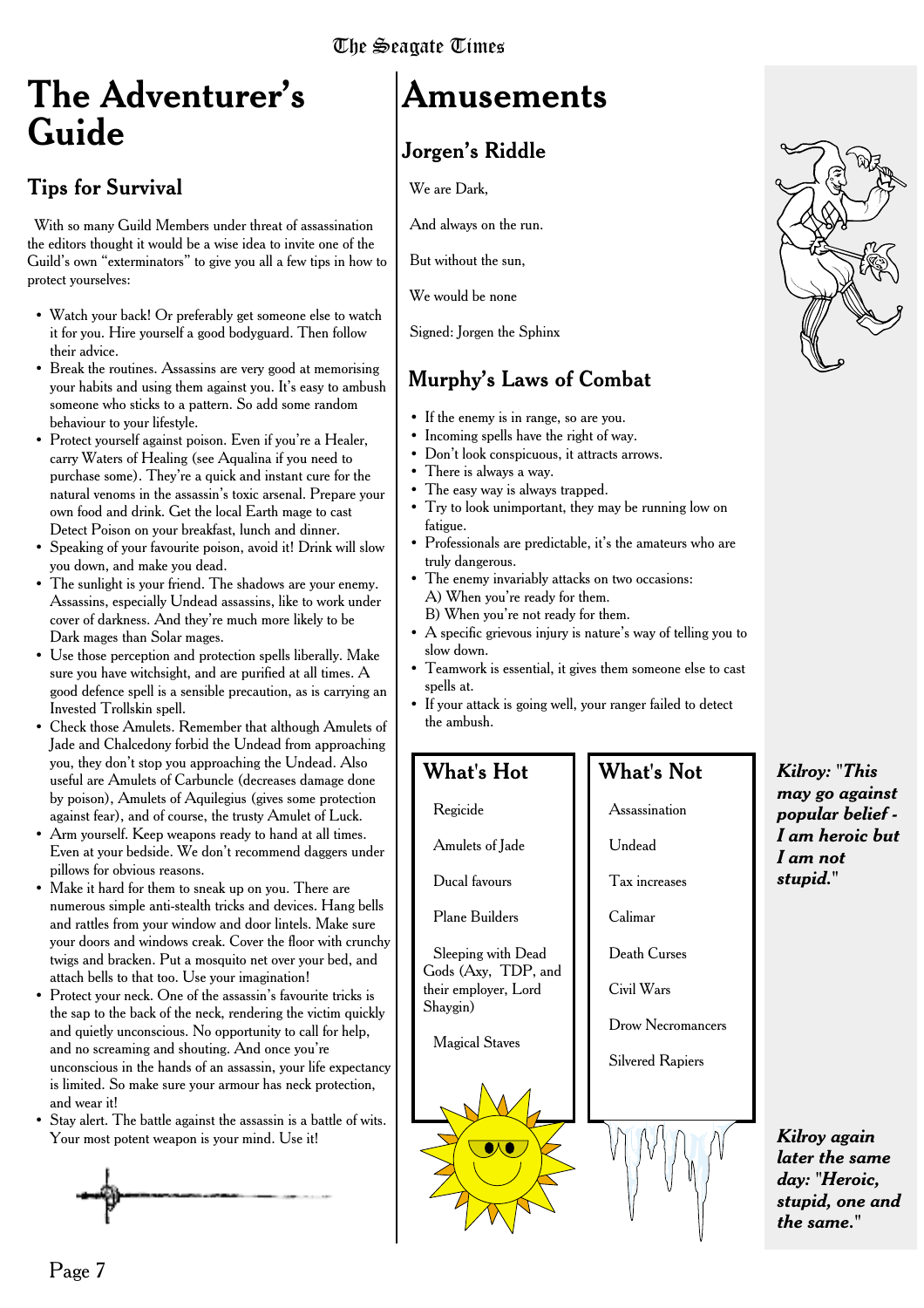# The Adventurer's Guide

## Tips for Survival

With so many Guild Members under threat of assassination the editors thought it would be a wise idea to invite one of the Guild's own "exterminators" to give you all a few tips in how to protect yourselves:

- Watch your back! Or preferably get someone else to watch it for you. Hire yourself a good bodyguard. Then follow their advice.
- Break the routines. Assassins are very good at memorising your habits and using them against you. It's easy to ambush someone who sticks to a pattern. So add some random behaviour to your lifestyle.
- Protect yourself against poison. Even if you're a Healer, carry Waters of Healing (see Aqualina if you need to purchase some). They're a quick and instant cure for the natural venoms in the assassin's toxic arsenal. Prepare your own food and drink. Get the local Earth mage to cast Detect Poison on your breakfast, lunch and dinner.
- Speaking of your favourite poison, avoid it! Drink will slow you down, and make you dead.
- The sunlight is your friend. The shadows are your enemy. Assassins, especially Undead assassins, like to work under cover of darkness. And they're much more likely to be Dark mages than Solar mages.
- Use those perception and protection spells liberally. Make sure you have witchsight, and are purified at all times. A good defence spell is a sensible precaution, as is carrying an Invested Trollskin spell.
- Check those Amulets. Remember that although Amulets of Jade and Chalcedony forbid the Undead from approaching you, they don't stop you approaching the Undead. Also useful are Amulets of Carbuncle (decreases damage done by poison), Amulets of Aquilegius (gives some protection against fear), and of course, the trusty Amulet of Luck.
- Arm yourself. Keep weapons ready to hand at all times. Even at your bedside. We don't recommend daggers under pillows for obvious reasons.
- Make it hard for them to sneak up on you. There are numerous simple anti-stealth tricks and devices. Hang bells and rattles from your window and door lintels. Make sure your doors and windows creak. Cover the floor with crunchy twigs and bracken. Put a mosquito net over your bed, and attach bells to that too. Use your imagination!
- Protect your neck. One of the assassin's favourite tricks is the sap to the back of the neck, rendering the victim quickly and quietly unconscious. No opportunity to call for help, and no screaming and shouting. And once you're unconscious in the hands of an assassin, your life expectancy is limited. So make sure your armour has neck protection, and wear it!
- Stay alert. The battle against the assassin is a battle of wits. Your most potent weapon is your mind. Use it!

# Amusements

## Jorgen's Riddle

We are Dark,

And always on the run.

But without the sun,

We would be none

Signed: Jorgen the Sphinx

## Murphy's Laws of Combat

- If the enemy is in range, so are you.
- Incoming spells have the right of way.
- Don't look conspicuous, it attracts arrows.
- There is always a way.
- The easy way is always trapped.
- Try to look unimportant, they may be running low on fatigue.
- Professionals are predictable, it's the amateurs who are truly dangerous.
- The enemy invariably attacks on two occasions:
  A) When you're ready for them.
  B) When you're not ready for them.
- A specific grievous injury is nature's way of telling you to slow down.
- Teamwork is essential, it gives them someone else to cast spells at.
- If your attack is going well, your ranger failed to detect the ambush.

## What's Hot

Regicide

Amulets of Jade

Ducal favours

Plane Builders

Sleeping with Dead Gods (Axy, TDP, and their employer, Lord Shaygin)

Magical Staves

## What's Not

Assassination

Undead

Tax increases

Calimar

Death Curses

Civil Wars

Drow Necromancers

Silvered Rapiers

***Kilroy: "This may go against popular belief - I am heroic but I am not stupid."***

***Kilroy again later the same day: "Heroic, stupid, one and the same."***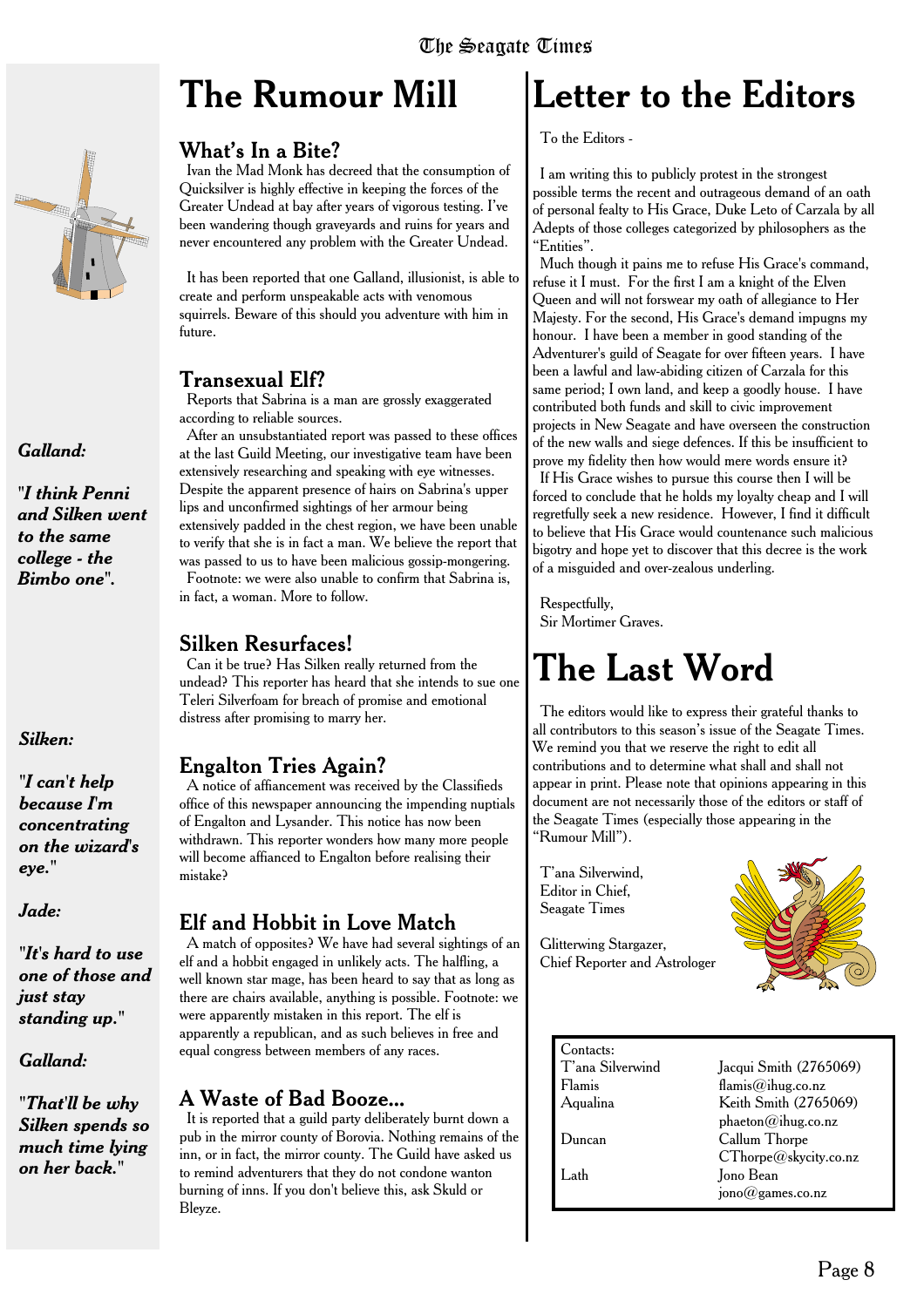# The Rumour Mill

## What's In a Bite?

Ivan the Mad Monk has decreed that the consumption of Quicksilver is highly effective in keeping the forces of the Greater Undead at bay after years of vigorous testing. I've been wandering though graveyards and ruins for years and never encountered any problem with the Greater Undead.

It has been reported that one Galland, illusionist, is able to create and perform unspeakable acts with venomous squirrels. Beware of this should you adventure with him in future.

## Transexual Elf?

Reports that Sabrina is a man are grossly exaggerated according to reliable sources.

After an unsubstantiated report was passed to these offices at the last Guild Meeting, our investigative team have been extensively researching and speaking with eye witnesses. Despite the apparent presence of hairs on Sabrina's upper lips and unconfirmed sightings of her armour being extensively padded in the chest region, we have been unable to verify that she is in fact a man. We believe the report that was passed to us to have been malicious gossip-mongering.

Footnote: we were also unable to confirm that Sabrina is, in fact, a woman. More to follow.

## Silken Resurfaces!

Can it be true? Has Silken really returned from the undead? This reporter has heard that she intends to sue one Teleri Silverfoam for breach of promise and emotional distress after promising to marry her.

## Engalton Tries Again?

A notice of affiancement was received by the Classifieds office of this newspaper announcing the impending nuptials of Engalton and Lysander. This notice has now been withdrawn. This reporter wonders how many more people will become affianced to Engalton before realising their mistake?

## Elf and Hobbit in Love Match

A match of opposites? We have had several sightings of an elf and a hobbit engaged in unlikely acts. The halfling, a well known star mage, has been heard to say that as long as there are chairs available, anything is possible. Footnote: we were apparently mistaken in this report. The elf is apparently a republican, and as such believes in free and equal congress between members of any races.

## A Waste of Bad Booze...

It is reported that a guild party deliberately burnt down a pub in the mirror county of Borovia. Nothing remains of the inn, or in fact, the mirror county. The Guild have asked us to remind adventurers that they do not condone wanton burning of inns. If you don't believe this, ask Skuld or Bleyze.

***Galland:***

***"I think Penni and Silken went to the same college - the Bimbo one".***

***Silken:***

***"I can't help because I'm concentrating on the wizard's eye."***

***Jade:***

***"It's hard to use one of those and just stay standing up."***

***Galland:***

***"That'll be why Silken spends so much time lying on her back."***

# Letter to the Editors

To the Editors -

I am writing this to publicly protest in the strongest possible terms the recent and outrageous demand of an oath of personal fealty to His Grace, Duke Leto of Carzala by all Adepts of those colleges categorized by philosophers as the "Entities".

Much though it pains me to refuse His Grace's command, refuse it I must. For the first I am a knight of the Elven Queen and will not forswear my oath of allegiance to Her Majesty. For the second, His Grace's demand impugns my honour. I have been a member in good standing of the Adventurer's guild of Seagate for over fifteen years. I have been a lawful and law-abiding citizen of Carzala for this same period; I own land, and keep a goodly house. I have contributed both funds and skill to civic improvement projects in New Seagate and have overseen the construction of the new walls and siege defences. If this be insufficient to prove my fidelity then how would mere words ensure it?

If His Grace wishes to pursue this course then I will be forced to conclude that he holds my loyalty cheap and I will regretfully seek a new residence. However, I find it difficult to believe that His Grace would countenance such malicious bigotry and hope yet to discover that this decree is the work of a misguided and over-zealous underling.

Respectfully,
Sir Mortimer Graves.

# The Last Word

The editors would like to express their grateful thanks to all contributors to this season's issue of the Seagate Times. We remind you that we reserve the right to edit all contributions and to determine what shall and shall not appear in print. Please note that opinions appearing in this document are not necessarily those of the editors or staff of the Seagate Times (especially those appearing in the "Rumour Mill").

T'ana Silverwind,
Editor in Chief,
Seagate Times

Glitterwing Stargazer,
Chief Reporter and Astrologer

| Contacts: | |
|---|---|
| T'ana Silverwind | Jacqui Smith (2765069) |
| Flamis | flamis@ihug.co.nz |
| Aqualina | Keith Smith (2765069) phaeton@ihug.co.nz |
| Duncan | Callum Thorpe CThorpe@skycity.co.nz |
| Lath | Jono Bean jono@games.co.nz |